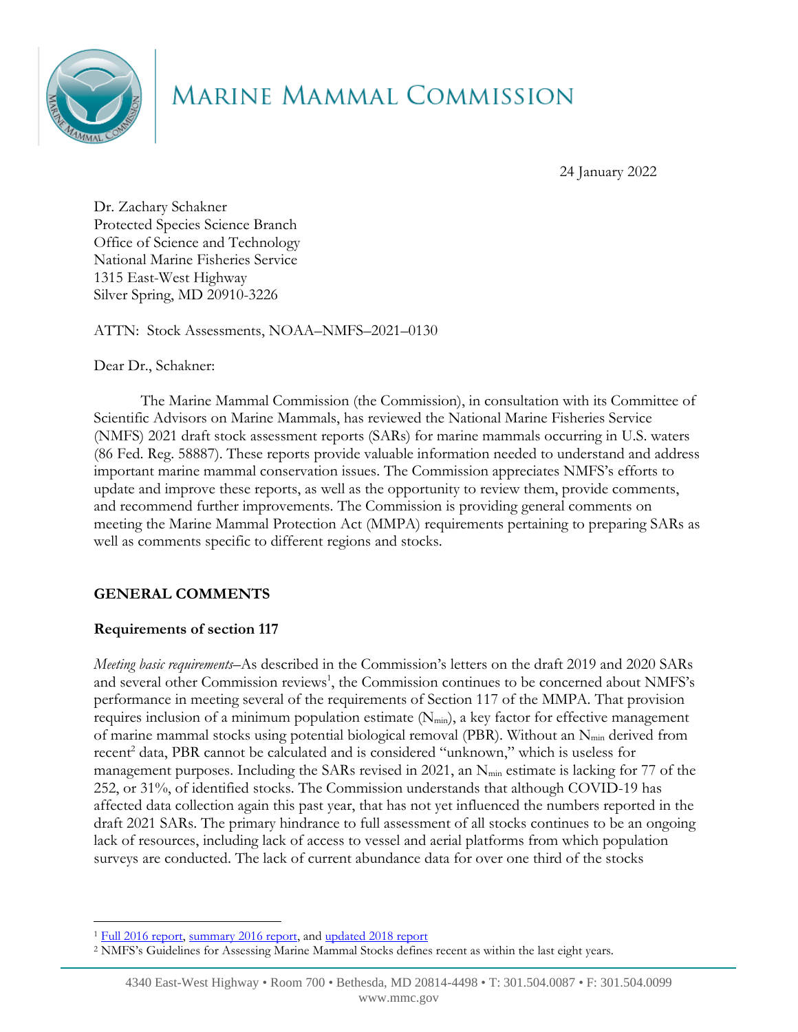# MARINE MAMMAL COMMISSION

24 January 2022

Dr. Zachary Schakner
Protected Species Science Branch
Office of Science and Technology
National Marine Fisheries Service
1315 East-West Highway
Silver Spring, MD 20910-3226

ATTN: Stock Assessments, NOAA–NMFS–2021–0130

Dear Dr., Schakner:

The Marine Mammal Commission (the Commission), in consultation with its Committee of Scientific Advisors on Marine Mammals, has reviewed the National Marine Fisheries Service (NMFS) 2021 draft stock assessment reports (SARs) for marine mammals occurring in U.S. waters (86 Fed. Reg. 58887). These reports provide valuable information needed to understand and address important marine mammal conservation issues. The Commission appreciates NMFS's efforts to update and improve these reports, as well as the opportunity to review them, provide comments, and recommend further improvements. The Commission is providing general comments on meeting the Marine Mammal Protection Act (MMPA) requirements pertaining to preparing SARs as well as comments specific to different regions and stocks.

## GENERAL COMMENTS

### Requirements of section 117

*Meeting basic requirements*–As described in the Commission's letters on the draft 2019 and 2020 SARs and several other Commission reviews[1], the Commission continues to be concerned about NMFS's performance in meeting several of the requirements of Section 117 of the MMPA. That provision requires inclusion of a minimum population estimate ($N_{min}$), a key factor for effective management of marine mammal stocks using potential biological removal (PBR). Without an $N_{min}$ derived from recent[2] data, PBR cannot be calculated and is considered "unknown," which is useless for management purposes. Including the SARs revised in 2021, an $N_{min}$ estimate is lacking for 77 of the 252, or 31%, of identified stocks. The Commission understands that although COVID-19 has affected data collection again this past year, that has not yet influenced the numbers reported in the draft 2021 SARs. The primary hindrance to full assessment of all stocks continues to be an ongoing lack of resources, including lack of access to vessel and aerial platforms from which population surveys are conducted. The lack of current abundance data for over one third of the stocks

[1] Full 2016 report, summary 2016 report, and updated 2018 report

[2] NMFS's Guidelines for Assessing Marine Mammal Stocks defines recent as within the last eight years.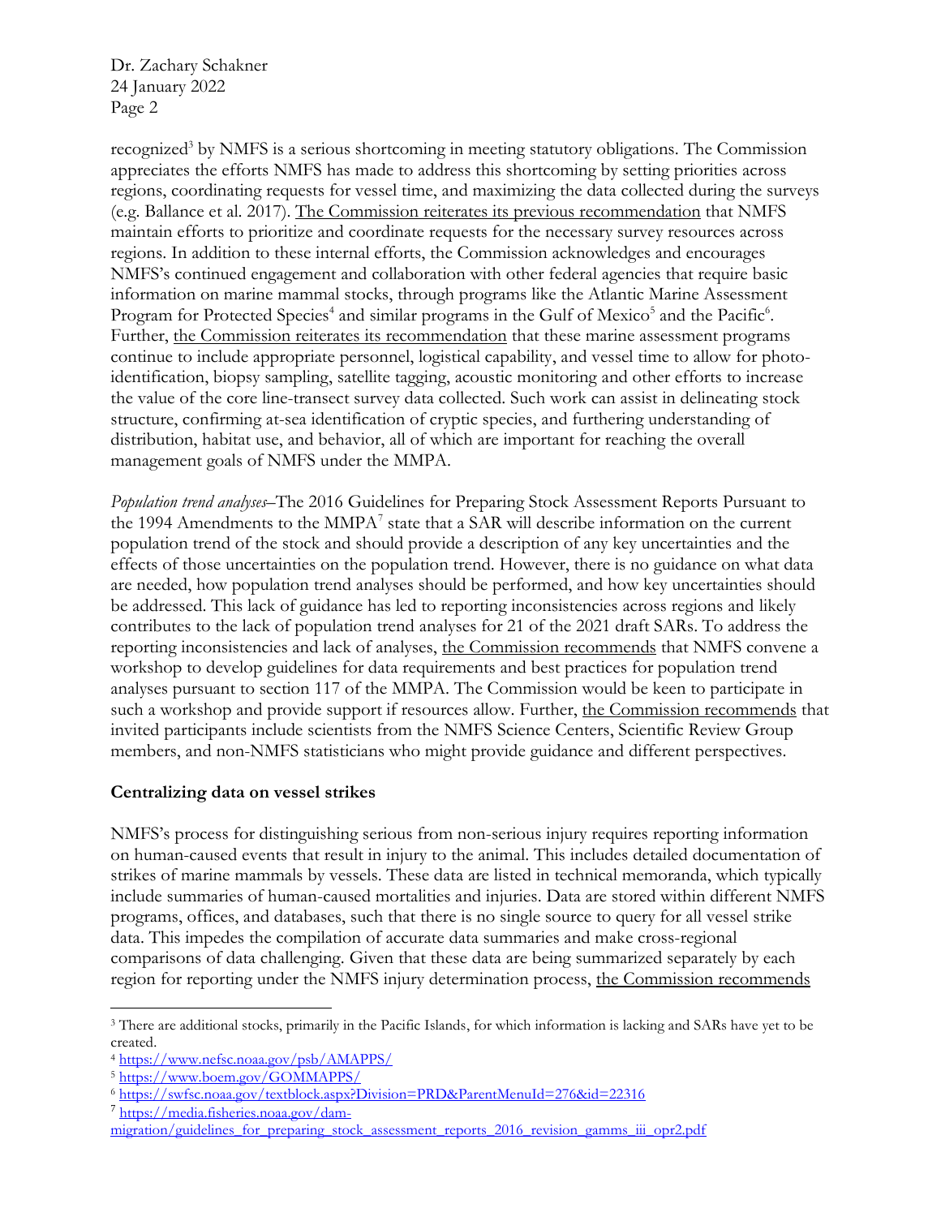recognized[3] by NMFS is a serious shortcoming in meeting statutory obligations. The Commission appreciates the efforts NMFS has made to address this shortcoming by setting priorities across regions, coordinating requests for vessel time, and maximizing the data collected during the surveys (e.g. Ballance et al. 2017). The Commission reiterates its previous recommendation that NMFS maintain efforts to prioritize and coordinate requests for the necessary survey resources across regions. In addition to these internal efforts, the Commission acknowledges and encourages NMFS's continued engagement and collaboration with other federal agencies that require basic information on marine mammal stocks, through programs like the Atlantic Marine Assessment Program for Protected Species[4] and similar programs in the Gulf of Mexico[5] and the Pacific[6]. Further, the Commission reiterates its recommendation that these marine assessment programs continue to include appropriate personnel, logistical capability, and vessel time to allow for photo-identification, biopsy sampling, satellite tagging, acoustic monitoring and other efforts to increase the value of the core line-transect survey data collected. Such work can assist in delineating stock structure, confirming at-sea identification of cryptic species, and furthering understanding of distribution, habitat use, and behavior, all of which are important for reaching the overall management goals of NMFS under the MMPA.

*Population trend analyses*–The 2016 Guidelines for Preparing Stock Assessment Reports Pursuant to the 1994 Amendments to the MMPA[7] state that a SAR will describe information on the current population trend of the stock and should provide a description of any key uncertainties and the effects of those uncertainties on the population trend. However, there is no guidance on what data are needed, how population trend analyses should be performed, and how key uncertainties should be addressed. This lack of guidance has led to reporting inconsistencies across regions and likely contributes to the lack of population trend analyses for 21 of the 2021 draft SARs. To address the reporting inconsistencies and lack of analyses, the Commission recommends that NMFS convene a workshop to develop guidelines for data requirements and best practices for population trend analyses pursuant to section 117 of the MMPA. The Commission would be keen to participate in such a workshop and provide support if resources allow. Further, the Commission recommends that invited participants include scientists from the NMFS Science Centers, Scientific Review Group members, and non-NMFS statisticians who might provide guidance and different perspectives.

**Centralizing data on vessel strikes**

NMFS's process for distinguishing serious from non-serious injury requires reporting information on human-caused events that result in injury to the animal. This includes detailed documentation of strikes of marine mammals by vessels. These data are listed in technical memoranda, which typically include summaries of human-caused mortalities and injuries. Data are stored within different NMFS programs, offices, and databases, such that there is no single source to query for all vessel strike data. This impedes the compilation of accurate data summaries and make cross-regional comparisons of data challenging. Given that these data are being summarized separately by each region for reporting under the NMFS injury determination process, the Commission recommends

---

[3] There are additional stocks, primarily in the Pacific Islands, for which information is lacking and SARs have yet to be created.

[4] https://www.nefsc.noaa.gov/psb/AMAPPS/

[5] https://www.boem.gov/GOMMAPPS/

[6] https://swfsc.noaa.gov/textblock.aspx?Division=PRD&ParentMenuId=276&id=22316

[7] https://media.fisheries.noaa.gov/dam-migration/guidelines_for_preparing_stock_assessment_reports_2016_revision_gamms_iii_opr2.pdf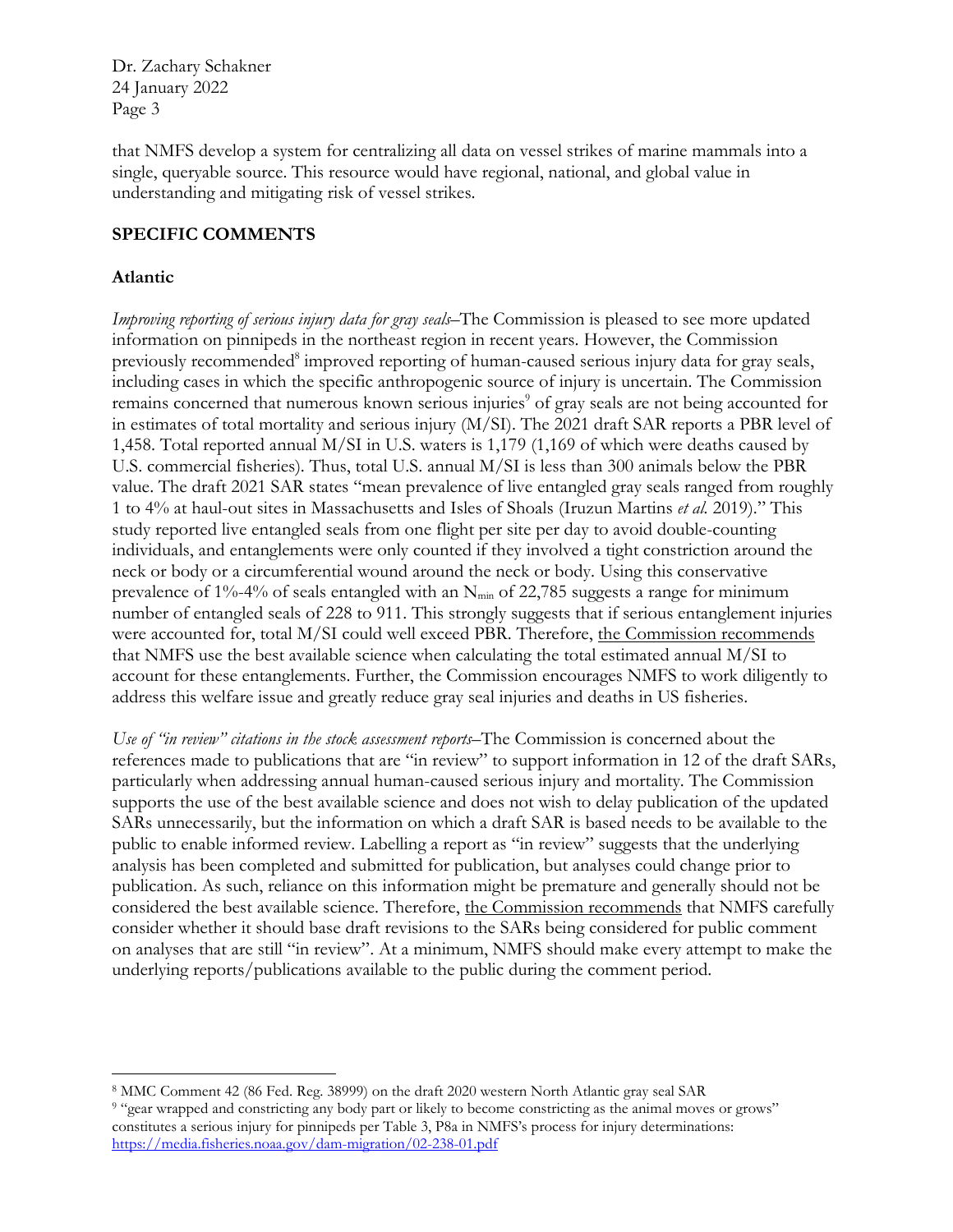that NMFS develop a system for centralizing all data on vessel strikes of marine mammals into a single, queryable source. This resource would have regional, national, and global value in understanding and mitigating risk of vessel strikes.

## SPECIFIC COMMENTS

### Atlantic

*Improving reporting of serious injury data for gray seals*–The Commission is pleased to see more updated information on pinnipeds in the northeast region in recent years. However, the Commission previously recommended[8] improved reporting of human-caused serious injury data for gray seals, including cases in which the specific anthropogenic source of injury is uncertain. The Commission remains concerned that numerous known serious injuries[9] of gray seals are not being accounted for in estimates of total mortality and serious injury (M/SI). The 2021 draft SAR reports a PBR level of 1,458. Total reported annual M/SI in U.S. waters is 1,179 (1,169 of which were deaths caused by U.S. commercial fisheries). Thus, total U.S. annual M/SI is less than 300 animals below the PBR value. The draft 2021 SAR states "mean prevalence of live entangled gray seals ranged from roughly 1 to 4% at haul-out sites in Massachusetts and Isles of Shoals (Iruzun Martins *et al.* 2019)." This study reported live entangled seals from one flight per site per day to avoid double-counting individuals, and entanglements were only counted if they involved a tight constriction around the neck or body or a circumferential wound around the neck or body. Using this conservative prevalence of 1%-4% of seals entangled with an $N_{min}$ of 22,785 suggests a range for minimum number of entangled seals of 228 to 911. This strongly suggests that if serious entanglement injuries were accounted for, total M/SI could well exceed PBR. Therefore, <u>the Commission recommends</u> that NMFS use the best available science when calculating the total estimated annual M/SI to account for these entanglements. Further, the Commission encourages NMFS to work diligently to address this welfare issue and greatly reduce gray seal injuries and deaths in US fisheries.

*Use of "in review" citations in the stock assessment reports*–The Commission is concerned about the references made to publications that are "in review" to support information in 12 of the draft SARs, particularly when addressing annual human-caused serious injury and mortality. The Commission supports the use of the best available science and does not wish to delay publication of the updated SARs unnecessarily, but the information on which a draft SAR is based needs to be available to the public to enable informed review. Labelling a report as "in review" suggests that the underlying analysis has been completed and submitted for publication, but analyses could change prior to publication. As such, reliance on this information might be premature and generally should not be considered the best available science. Therefore, <u>the Commission recommends</u> that NMFS carefully consider whether it should base draft revisions to the SARs being considered for public comment on analyses that are still "in review". At a minimum, NMFS should make every attempt to make the underlying reports/publications available to the public during the comment period.

---

[8] MMC Comment 42 (86 Fed. Reg. 38999) on the draft 2020 western North Atlantic gray seal SAR

[9] "gear wrapped and constricting any body part or likely to become constricting as the animal moves or grows" constitutes a serious injury for pinnipeds per Table 3, P8a in NMFS's process for injury determinations: https://media.fisheries.noaa.gov/dam-migration/02-238-01.pdf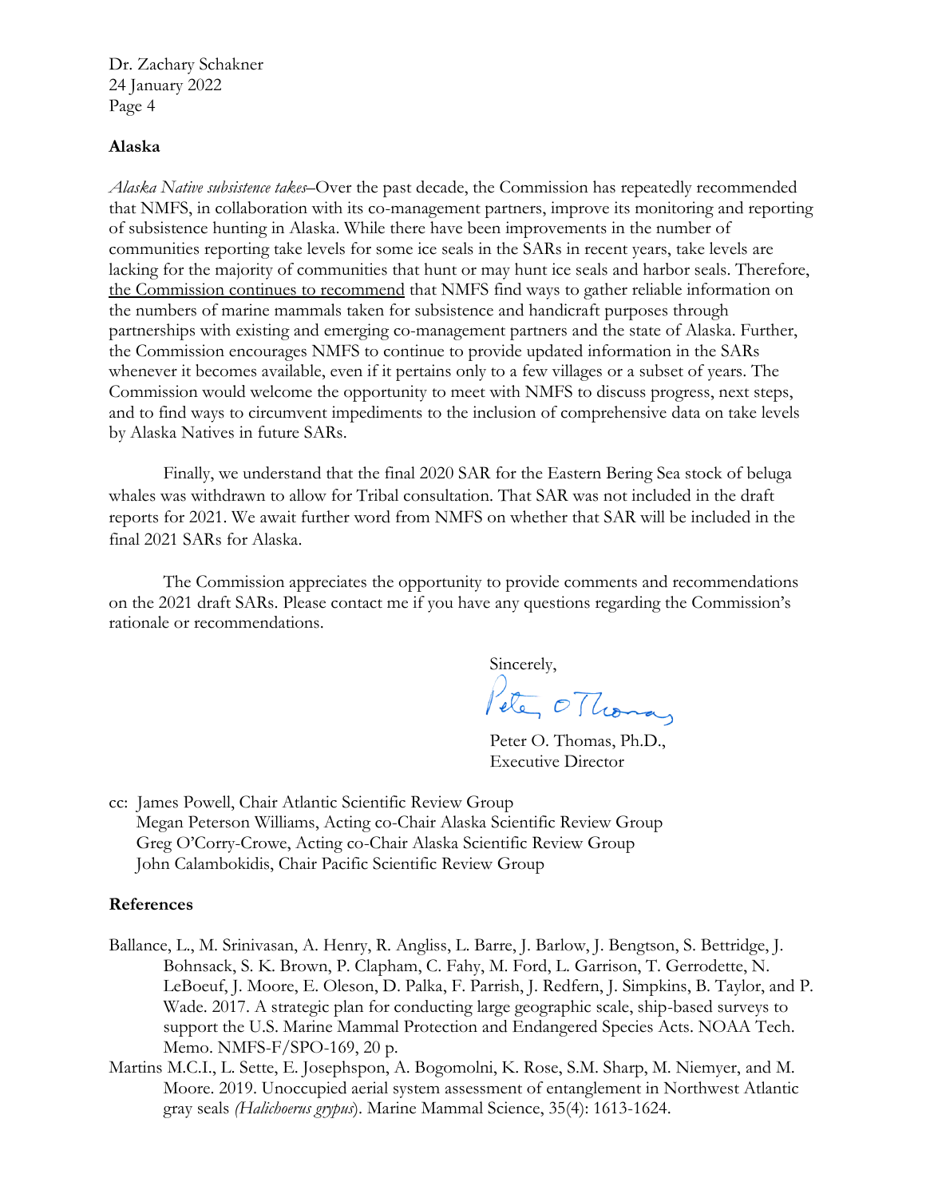## Alaska

*Alaska Native subsistence takes*–Over the past decade, the Commission has repeatedly recommended that NMFS, in collaboration with its co-management partners, improve its monitoring and reporting of subsistence hunting in Alaska. While there have been improvements in the number of communities reporting take levels for some ice seals in the SARs in recent years, take levels are lacking for the majority of communities that hunt or may hunt ice seals and harbor seals. Therefore, <u>the Commission continues to recommend</u> that NMFS find ways to gather reliable information on the numbers of marine mammals taken for subsistence and handicraft purposes through partnerships with existing and emerging co-management partners and the state of Alaska. Further, the Commission encourages NMFS to continue to provide updated information in the SARs whenever it becomes available, even if it pertains only to a few villages or a subset of years. The Commission would welcome the opportunity to meet with NMFS to discuss progress, next steps, and to find ways to circumvent impediments to the inclusion of comprehensive data on take levels by Alaska Natives in future SARs.

Finally, we understand that the final 2020 SAR for the Eastern Bering Sea stock of beluga whales was withdrawn to allow for Tribal consultation. That SAR was not included in the draft reports for 2021. We await further word from NMFS on whether that SAR will be included in the final 2021 SARs for Alaska.

The Commission appreciates the opportunity to provide comments and recommendations on the 2021 draft SARs. Please contact me if you have any questions regarding the Commission's rationale or recommendations.

Sincerely,

Peter O. Thomas, Ph.D.,
Executive Director

cc: James Powell, Chair Atlantic Scientific Review Group
Megan Peterson Williams, Acting co-Chair Alaska Scientific Review Group
Greg O'Corry-Crowe, Acting co-Chair Alaska Scientific Review Group
John Calambokidis, Chair Pacific Scientific Review Group

## References

Ballance, L., M. Srinivasan, A. Henry, R. Angliss, L. Barre, J. Barlow, J. Bengtson, S. Bettridge, J. Bohnsack, S. K. Brown, P. Clapham, C. Fahy, M. Ford, L. Garrison, T. Gerrodette, N. LeBoeuf, J. Moore, E. Oleson, D. Palka, F. Parrish, J. Redfern, J. Simpkins, B. Taylor, and P. Wade. 2017. A strategic plan for conducting large geographic scale, ship-based surveys to support the U.S. Marine Mammal Protection and Endangered Species Acts. NOAA Tech. Memo. NMFS-F/SPO-169, 20 p.

Martins M.C.I., L. Sette, E. Josephspon, A. Bogomolni, K. Rose, S.M. Sharp, M. Niemyer, and M. Moore. 2019. Unoccupied aerial system assessment of entanglement in Northwest Atlantic gray seals *(Halichoerus grypus*). Marine Mammal Science, 35(4): 1613-1624.